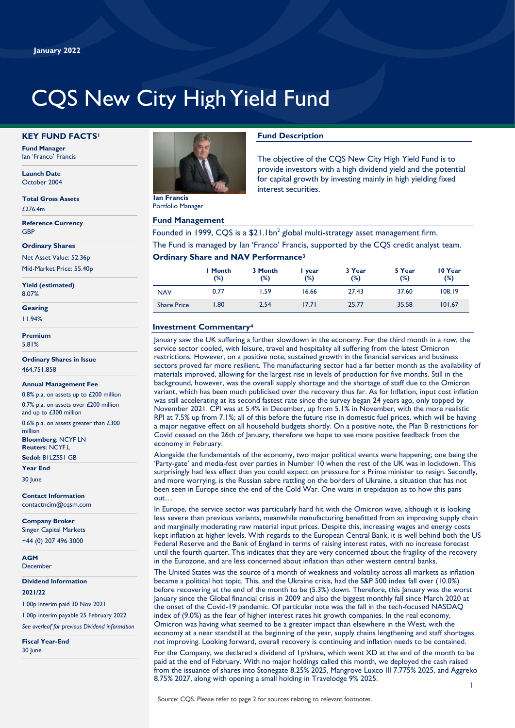January 2022

# CQS New City High Yield Fund

## KEY FUND FACTS[1]

**Fund Manager**
Ian 'Franco' Francis

**Launch Date**
October 2004

**Total Gross Assets**
£276.4m

**Reference Currency**
GBP

**Ordinary Shares**
Net Asset Value: 52.36p
Mid-Market Price: 55.40p

**Yield (estimated)**
8.07%

**Gearing**
11.94%

**Premium**
5.81%

**Ordinary Shares in Issue**
464,751,858

**Annual Management Fee**
0.8% p.a. on assets up to £200 million
0.7% p.a. on assets over £200 million and up to £300 million
0.6% p.a. on assets greater than £300 million

**Bloomberg**: NCYF LN
**Reuters**: NCYF.L
**Sedol:** B1LZS51 GB

**Year End**
30 June

**Contact Information**
contactncim@cqsm.com

**Company Broker**
Singer Capital Markets
+44 (0) 207 496 3000

**AGM**
December

**Dividend Information**
**2021/22**
1.00p interim paid 30 Nov 2021
1.00p interim payable 25 February 2022
*See overleaf for previous Dividend information*

**Fiscal Year-End**
30 June

**Ian Francis**
Portfolio Manager

### Fund Description

The objective of the CQS New City High Yield Fund is to provide investors with a high dividend yield and the potential for capital growth by investing mainly in high yielding fixed interest securities.

### Fund Management

Founded in 1999, CQS is a $21.1bn[2] global multi-strategy asset management firm.

The Fund is managed by Ian 'Franco' Francis, supported by the CQS credit analyst team.

### Ordinary Share and NAV Performance[3]

| | 1 Month (%) | 3 Month (%) | 1 year (%) | 3 Year (%) | 5 Year (%) | 10 Year (%) |
|---|---|---|---|---|---|---|
| NAV | 0.77 | 1.59 | 16.66 | 27.43 | 37.60 | 108.19 |
| Share Price | 1.80 | 2.54 | 17.71 | 25.77 | 35.58 | 101.67 |

### Investment Commentary[4]

January saw the UK suffering a further slowdown in the economy. For the third month in a row, the service sector cooled, with leisure, travel and hospitality all suffering from the latest Omicron restrictions. However, on a positive note, sustained growth in the financial services and business sectors proved far more resilient. The manufacturing sector had a far better month as the availability of materials improved, allowing for the largest rise in levels of production for five months. Still in the background, however, was the overall supply shortage and the shortage of staff due to the Omicron variant, which has been much publicised over the recovery thus far. As for Inflation, input cost inflation was still accelerating at its second fastest rate since the survey began 24 years ago, only topped by November 2021. CPI was at 5.4% in December, up from 5.1% in November, with the more realistic RPI at 7.5% up from 7.1%; all of this before the future rise in domestic fuel prices, which will be having a major negative effect on all household budgets shortly. On a positive note, the Plan B restrictions for Covid ceased on the 26th of January, therefore we hope to see more positive feedback from the economy in February.

Alongside the fundamentals of the economy, two major political events were happening; one being the 'Party-gate' and media-fest over parties in Number 10 when the rest of the UK was in lockdown. This surprisingly had less effect than you could expect on pressure for a Prime minister to resign. Secondly, and more worrying, is the Russian sabre rattling on the borders of Ukraine, a situation that has not been seen in Europe since the end of the Cold War. One waits in trepidation as to how this pans out…

In Europe, the service sector was particularly hard hit with the Omicron wave, although it is looking less severe than previous variants, meanwhile manufacturing benefitted from an improving supply chain and marginally moderating raw material input prices. Despite this, increasing wages and energy costs kept inflation at higher levels. With regards to the European Central Bank, it is well behind both the US Federal Reserve and the Bank of England in terms of raising interest rates, with no increase forecast until the fourth quarter. This indicates that they are very concerned about the fragility of the recovery in the Eurozone, and are less concerned about inflation than other western central banks.

The United States was the source of a month of weakness and volatility across all markets as inflation became a political hot topic. This, and the Ukraine crisis, had the S&P 500 index fall over (10.0%) before recovering at the end of the month to be (5.3%) down. Therefore, this January was the worst January since the Global financial crisis in 2009 and also the biggest monthly fall since March 2020 at the onset of the Covid-19 pandemic. Of particular note was the fall in the tech-focused NASDAQ index of (9.0%) as the fear of higher interest rates hit growth companies. In the real economy, Omicron was having what seemed to be a greater impact than elsewhere in the West, with the economy at a near standstill at the beginning of the year, supply chains lengthening and staff shortages not improving. Looking forward, overall recovery is continuing and inflation needs to be contained.

For the Company, we declared a dividend of 1p/share, which went XD at the end of the month to be paid at the end of February. With no major holdings called this month, we deployed the cash raised from the issuance of shares into Stonegate 8.25% 2025, Mangrove Luxco III 7.775% 2025, and Aggreko 8.75% 2027, along with opening a small holding in Travelodge 9% 2025.

Source: CQS. Please refer to page 2 for sources relating to relevant footnotes.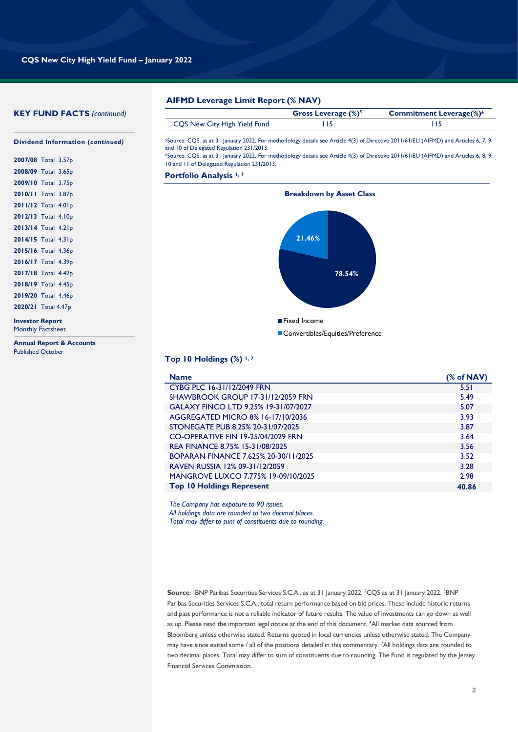## KEY FUNDS FACTS *(continued)*

**Dividend Information (*continued*)**

**2007/08** Total 3.57p
**2008/09** Total 3.65p
**2009/10** Total 3.75p
**2010/11** Total 3.87p
**2011/12** Total 4.01p
**2012/13** Total 4.10p
**2013/14** Total 4.21p
**2014/15** Total 4.31p
**2015/16** Total 4.36p
**2016/17** Total 4.39p
**2017/18** Total 4.42p
**2018/19** Total 4.45p
**2019/20** Total 4.46p
**2020/21** Total 4.47p

**Investor Report**
Monthly Factsheet

**Annual Report & Accounts**
Published October

## AIFMD Leverage Limit Report (% NAV)

| | Gross Leverage (%)[5] | Commitment Leverage(%)[6] |
|---|---|---|
| CQS New City High Yield Fund | 115 | 115 |

[5]Source: CQS, as at 31 January 2022. For methodology details see Article 4(3) of Directive 2011/61/EU (AIFMD) and Articles 6, 7, 9 and 10 of Delegated Regulation 231/2013.
[6]Source: CQS, as at 31 January 2022. For methodology details see Article 4(3) of Directive 2011/61/EU (AIFMD) and Articles 6, 8, 9, 10 and 11 of Delegated Regulation 231/2013.

## Portfolio Analysis [1, 7]

**Breakdown by Asset Class**

| Asset Class | % |
|---|---|
| Fixed Income | 78.54% |
| Convertibles/Equities/Preference | 21.46% |

## Top 10 Holdings (%) [1, 7]

| Name | (% of NAV) |
|---|---|
| CYBG PLC 16-31/12/2049 FRN | 5.51 |
| SHAWBROOK GROUP 17-31/12/2059 FRN | 5.49 |
| GALAXY FINCO LTD 9.25% 19-31/07/2027 | 5.07 |
| AGGREGATED MICRO 8% 16-17/10/2036 | 3.93 |
| STONEGATE PUB 8.25% 20-31/07/2025 | 3.87 |
| CO-OPERATIVE FIN 19-25/04/2029 FRN | 3.64 |
| REA FINANCE 8.75% 15-31/08/2025 | 3.56 |
| BOPARAN FINANCE 7.625% 20-30/11/2025 | 3.52 |
| RAVEN RUSSIA 12% 09-31/12/2059 | 3.28 |
| MANGROVE LUXCO 7.775% 19-09/10/2025 | 2.98 |
| **Top 10 Holdings Represent** | **40.86** |

*The Company has exposure to 90 issues.*
*All holdings data are rounded to two decimal places.*
*Total may differ to sum of constituents due to rounding.*

**Source**: [1]BNP Paribas Securities Services S.C.A., as at 31 January 2022. [2]CQS as at 31 January 2022. [3]BNP Paribas Securities Services S.C.A., total return performance based on bid prices. These include historic returns and past performance is not a reliable indicator of future results. The value of investments can go down as well as up. Please read the important legal notice at the end of this document. [4]All market data sourced from Bloomberg unless otherwise stated. Returns quoted in local currencies unless otherwise stated. The Company may have since exited some / all of the positions detailed in this commentary. [7]All holdings data are rounded to two decimal places. Total may differ to sum of constituents due to rounding. The Fund is regulated by the Jersey Financial Services Commission.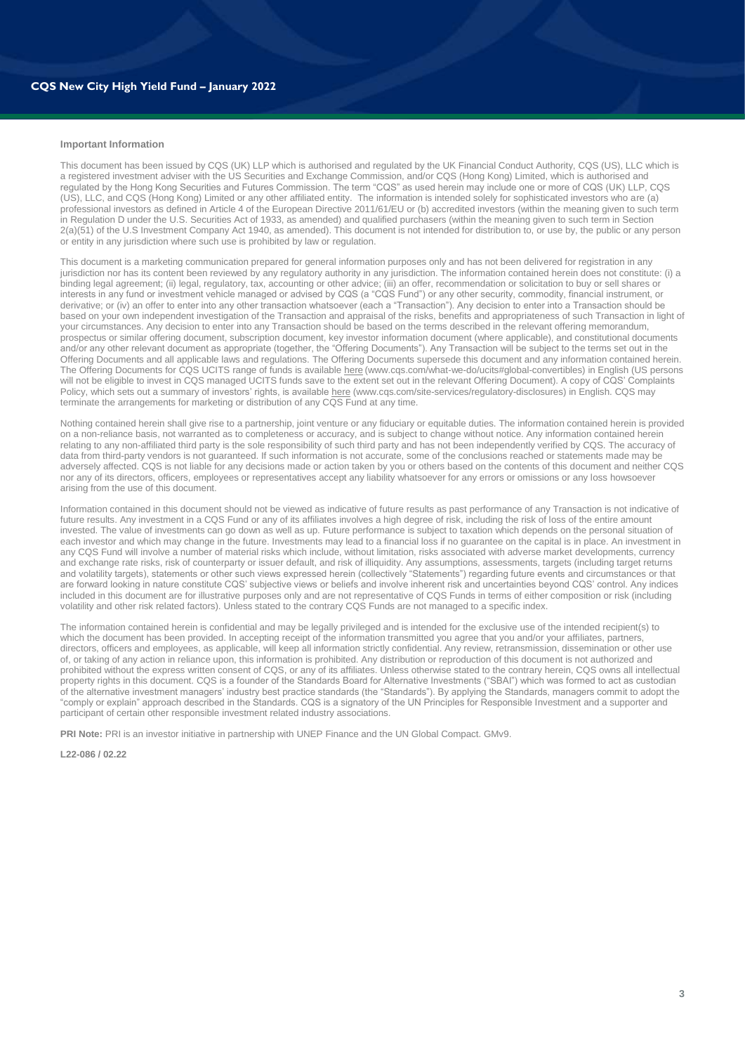**Important Information**

This document has been issued by CQS (UK) LLP which is authorised and regulated by the UK Financial Conduct Authority, CQS (US), LLC which is a registered investment adviser with the US Securities and Exchange Commission, and/or CQS (Hong Kong) Limited, which is authorised and regulated by the Hong Kong Securities and Futures Commission. The term "CQS" as used herein may include one or more of CQS (UK) LLP, CQS (US), LLC, and CQS (Hong Kong) Limited or any other affiliated entity. The information is intended solely for sophisticated investors who are (a) professional investors as defined in Article 4 of the European Directive 2011/61/EU or (b) accredited investors (within the meaning given to such term in Regulation D under the U.S. Securities Act of 1933, as amended) and qualified purchasers (within the meaning given to such term in Section 2(a)(51) of the U.S Investment Company Act 1940, as amended). This document is not intended for distribution to, or use by, the public or any person or entity in any jurisdiction where such use is prohibited by law or regulation.

This document is a marketing communication prepared for general information purposes only and has not been delivered for registration in any jurisdiction nor has its content been reviewed by any regulatory authority in any jurisdiction. The information contained herein does not constitute: (i) a binding legal agreement; (ii) legal, regulatory, tax, accounting or other advice; (iii) an offer, recommendation or solicitation to buy or sell shares or interests in any fund or investment vehicle managed or advised by CQS (a "CQS Fund") or any other security, commodity, financial instrument, or derivative; or (iv) an offer to enter into any other transaction whatsoever (each a "Transaction"). Any decision to enter into a Transaction should be based on your own independent investigation of the Transaction and appraisal of the risks, benefits and appropriateness of such Transaction in light of your circumstances. Any decision to enter into any Transaction should be based on the terms described in the relevant offering memorandum, prospectus or similar offering document, subscription document, key investor information document (where applicable), and constitutional documents and/or any other relevant document as appropriate (together, the "Offering Documents"). Any Transaction will be subject to the terms set out in the Offering Documents and all applicable laws and regulations. The Offering Documents supersede this document and any information contained herein. The Offering Documents for CQS UCITS range of funds is available here (www.cqs.com/what-we-do/ucits#global-convertibles) in English (US persons will not be eligible to invest in CQS managed UCITS funds save to the extent set out in the relevant Offering Document). A copy of CQS' Complaints Policy, which sets out a summary of investors' rights, is available here (www.cqs.com/site-services/regulatory-disclosures) in English. CQS may terminate the arrangements for marketing or distribution of any CQS Fund at any time.

Nothing contained herein shall give rise to a partnership, joint venture or any fiduciary or equitable duties. The information contained herein is provided on a non-reliance basis, not warranted as to completeness or accuracy, and is subject to change without notice. Any information contained herein relating to any non-affiliated third party is the sole responsibility of such third party and has not been independently verified by CQS. The accuracy of data from third-party vendors is not guaranteed. If such information is not accurate, some of the conclusions reached or statements made may be adversely affected. CQS is not liable for any decisions made or action taken by you or others based on the contents of this document and neither CQS nor any of its directors, officers, employees or representatives accept any liability whatsoever for any errors or omissions or any loss howsoever arising from the use of this document.

Information contained in this document should not be viewed as indicative of future results as past performance of any Transaction is not indicative of future results. Any investment in a CQS Fund or any of its affiliates involves a high degree of risk, including the risk of loss of the entire amount invested. The value of investments can go down as well as up. Future performance is subject to taxation which depends on the personal situation of each investor and which may change in the future. Investments may lead to a financial loss if no guarantee on the capital is in place. An investment in any CQS Fund will involve a number of material risks which include, without limitation, risks associated with adverse market developments, currency and exchange rate risks, risk of counterparty or issuer default, and risk of illiquidity. Any assumptions, assessments, targets (including target returns and volatility targets), statements or other such views expressed herein (collectively "Statements") regarding future events and circumstances or that are forward looking in nature constitute CQS' subjective views or beliefs and involve inherent risk and uncertainties beyond CQS' control. Any indices included in this document are for illustrative purposes only and are not representative of CQS Funds in terms of either composition or risk (including volatility and other risk related factors). Unless stated to the contrary CQS Funds are not managed to a specific index.

The information contained herein is confidential and may be legally privileged and is intended for the exclusive use of the intended recipient(s) to which the document has been provided. In accepting receipt of the information transmitted you agree that you and/or your affiliates, partners, directors, officers and employees, as applicable, will keep all information strictly confidential. Any review, retransmission, dissemination or other use of, or taking of any action in reliance upon, this information is prohibited. Any distribution or reproduction of this document is not authorized and prohibited without the express written consent of CQS, or any of its affiliates. Unless otherwise stated to the contrary herein, CQS owns all intellectual property rights in this document. CQS is a founder of the Standards Board for Alternative Investments ("SBAI") which was formed to act as custodian of the alternative investment managers' industry best practice standards (the "Standards"). By applying the Standards, managers commit to adopt the "comply or explain" approach described in the Standards. CQS is a signatory of the UN Principles for Responsible Investment and a supporter and participant of certain other responsible investment related industry associations.

**PRI Note:** PRI is an investor initiative in partnership with UNEP Finance and the UN Global Compact. GMv9.

**L22-086 / 02.22**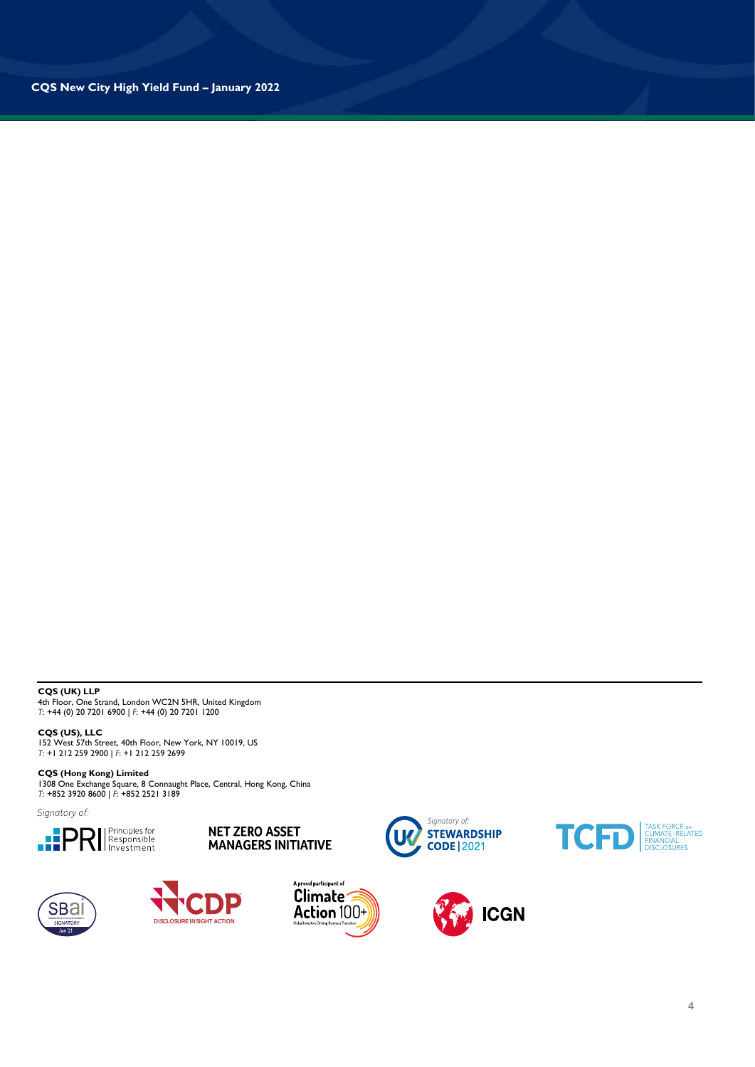**CQS (UK) LLP**
4th Floor, One Strand, London WC2N 5HR, United Kingdom
*T*: +44 (0) 20 7201 6900 | *F*: +44 (0) 20 7201 1200

**CQS (US), LLC**
152 West 57th Street, 40th Floor, New York, NY 10019, US
*T*: +1 212 259 2900 | *F*: +1 212 259 2699

**CQS (Hong Kong) Limited**
1308 One Exchange Square, 8 Connaught Place, Central, Hong Kong, China
*T*: +852 3920 8600 | *F*: +852 2521 3189

*Signatory of:*

PRI Principles for Responsible Investment

NET ZERO ASSET MANAGERS INITIATIVE

Signatory of: UK STEWARDSHIP CODE | 2021

TCFD TASK FORCE ON CLIMATE-RELATED FINANCIAL DISCLOSURES

SBai SIGNATORY Jan 21

CDP DISCLOSURE INSIGHT ACTION

A proud participant of Climate Action 100+

ICGN